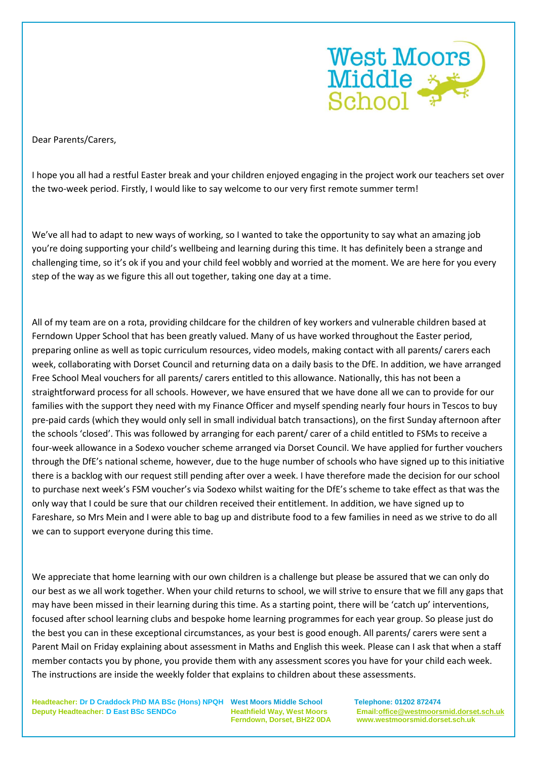West Moors Middle School

Dear Parents/Carers,

I hope you all had a restful Easter break and your children enjoyed engaging in the project work our teachers set over the two-week period. Firstly, I would like to say welcome to our very first remote summer term!

We've all had to adapt to new ways of working, so I wanted to take the opportunity to say what an amazing job you're doing supporting your child's wellbeing and learning during this time. It has definitely been a strange and challenging time, so it's ok if you and your child feel wobbly and worried at the moment. We are here for you every step of the way as we figure this all out together, taking one day at a time.

All of my team are on a rota, providing childcare for the children of key workers and vulnerable children based at Ferndown Upper School that has been greatly valued. Many of us have worked throughout the Easter period, preparing online as well as topic curriculum resources, video models, making contact with all parents/ carers each week, collaborating with Dorset Council and returning data on a daily basis to the DfE. In addition, we have arranged Free School Meal vouchers for all parents/ carers entitled to this allowance. Nationally, this has not been a straightforward process for all schools. However, we have ensured that we have done all we can to provide for our families with the support they need with my Finance Officer and myself spending nearly four hours in Tescos to buy pre-paid cards (which they would only sell in small individual batch transactions), on the first Sunday afternoon after the schools 'closed'. This was followed by arranging for each parent/ carer of a child entitled to FSMs to receive a four-week allowance in a Sodexo voucher scheme arranged via Dorset Council. We have applied for further vouchers through the DfE's national scheme, however, due to the huge number of schools who have signed up to this initiative there is a backlog with our request still pending after over a week. I have therefore made the decision for our school to purchase next week's FSM voucher's via Sodexo whilst waiting for the DfE's scheme to take effect as that was the only way that I could be sure that our children received their entitlement. In addition, we have signed up to Fareshare, so Mrs Mein and I were able to bag up and distribute food to a few families in need as we strive to do all we can to support everyone during this time.

We appreciate that home learning with our own children is a challenge but please be assured that we can only do our best as we all work together. When your child returns to school, we will strive to ensure that we fill any gaps that may have been missed in their learning during this time. As a starting point, there will be 'catch up' interventions, focused after school learning clubs and bespoke home learning programmes for each year group. So please just do the best you can in these exceptional circumstances, as your best is good enough. All parents/ carers were sent a Parent Mail on Friday explaining about assessment in Maths and English this week. Please can I ask that when a staff member contacts you by phone, you provide them with any assessment scores you have for your child each week. The instructions are inside the weekly folder that explains to children about these assessments.

**Headteacher: Dr D Craddock PhD MA BSc (Hons) NPQH**
**Deputy Headteacher: D East BSc SENDCo**

**West Moors Middle School**
**Heathfield Way, West Moors**
**Ferndown, Dorset, BH22 0DA**

**Telephone: 01202 872474**
**Email: office@westmoorsmid.dorset.sch.uk**
**www.westmoorsmid.dorset.sch.uk**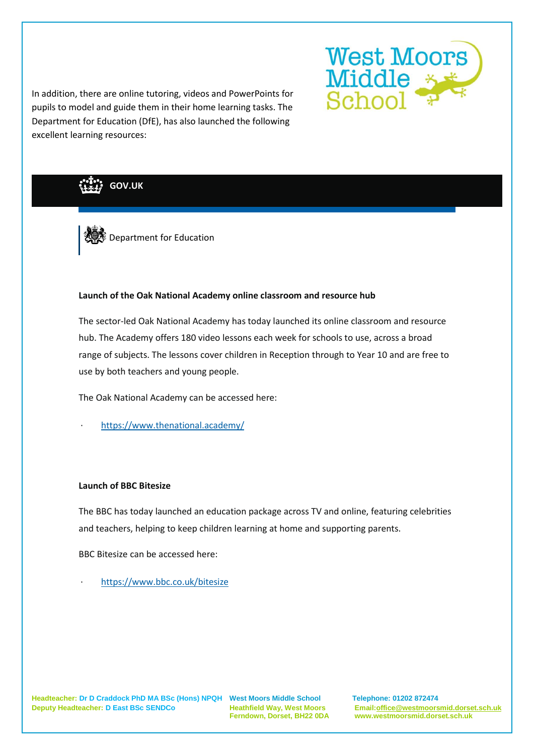In addition, there are online tutoring, videos and PowerPoints for pupils to model and guide them in their home learning tasks. The Department for Education (DfE), has also launched the following excellent learning resources:

**GOV.UK**

Department for Education

**Launch of the Oak National Academy online classroom and resource hub**

The sector-led Oak National Academy has today launched its online classroom and resource hub. The Academy offers 180 video lessons each week for schools to use, across a broad range of subjects. The lessons cover children in Reception through to Year 10 and are free to use by both teachers and young people.

The Oak National Academy can be accessed here:

- https://www.thenational.academy/

**Launch of BBC Bitesize**

The BBC has today launched an education package across TV and online, featuring celebrities and teachers, helping to keep children learning at home and supporting parents.

BBC Bitesize can be accessed here:

- https://www.bbc.co.uk/bitesize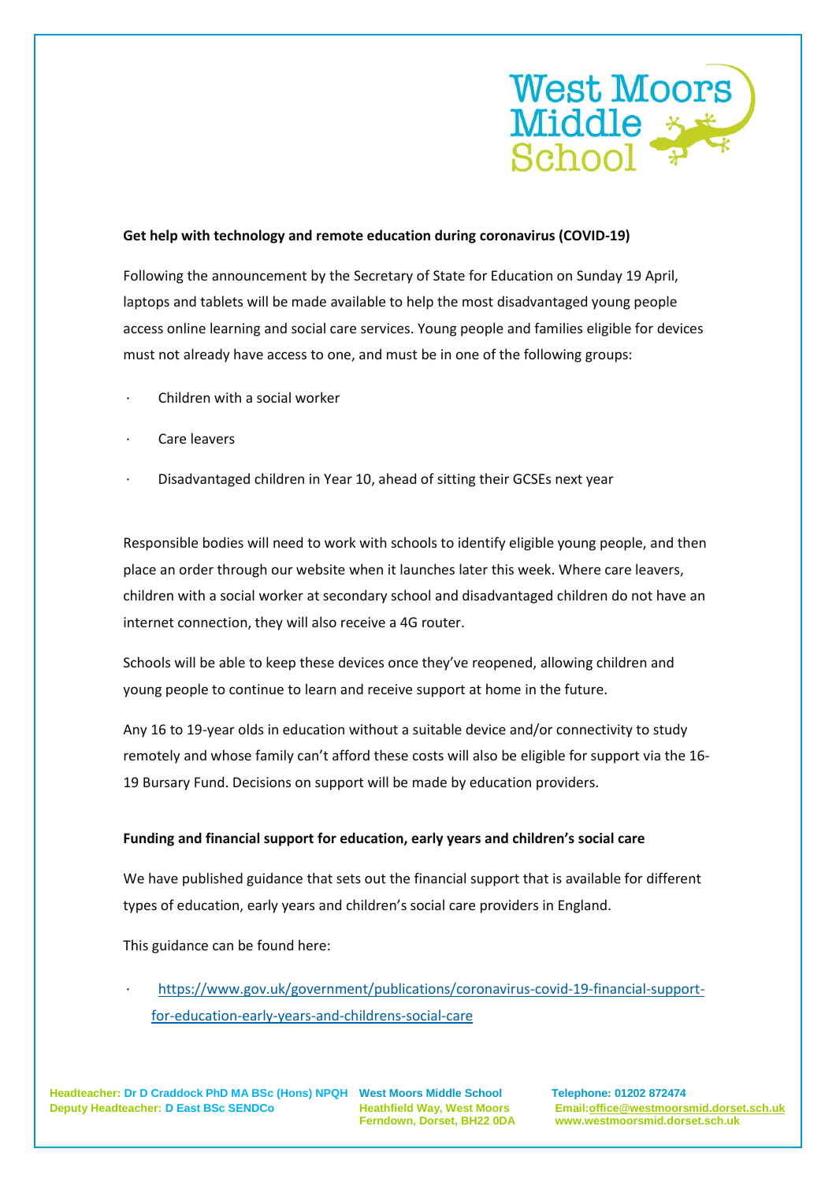**Get help with technology and remote education during coronavirus (COVID-19)**

Following the announcement by the Secretary of State for Education on Sunday 19 April, laptops and tablets will be made available to help the most disadvantaged young people access online learning and social care services. Young people and families eligible for devices must not already have access to one, and must be in one of the following groups:

- Children with a social worker
- Care leavers
- Disadvantaged children in Year 10, ahead of sitting their GCSEs next year

Responsible bodies will need to work with schools to identify eligible young people, and then place an order through our website when it launches later this week. Where care leavers, children with a social worker at secondary school and disadvantaged children do not have an internet connection, they will also receive a 4G router.

Schools will be able to keep these devices once they've reopened, allowing children and young people to continue to learn and receive support at home in the future.

Any 16 to 19-year olds in education without a suitable device and/or connectivity to study remotely and whose family can't afford these costs will also be eligible for support via the 16-19 Bursary Fund. Decisions on support will be made by education providers.

**Funding and financial support for education, early years and children's social care**

We have published guidance that sets out the financial support that is available for different types of education, early years and children's social care providers in England.

This guidance can be found here:

- https://www.gov.uk/government/publications/coronavirus-covid-19-financial-support-for-education-early-years-and-childrens-social-care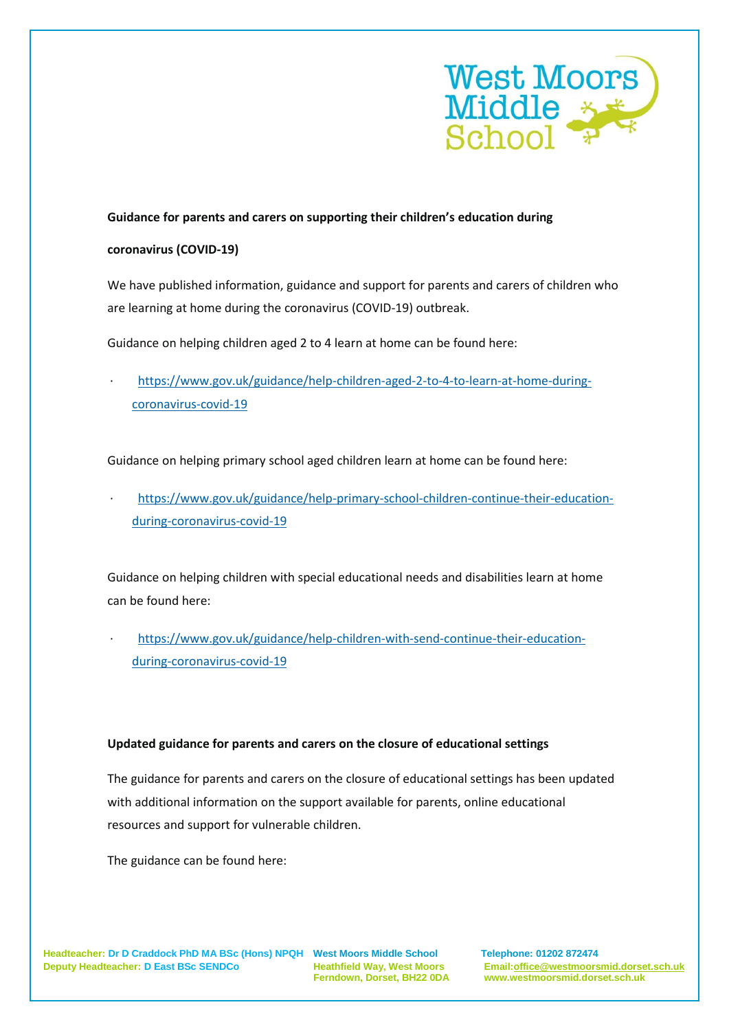**Guidance for parents and carers on supporting their children's education during coronavirus (COVID-19)**

We have published information, guidance and support for parents and carers of children who are learning at home during the coronavirus (COVID-19) outbreak.

Guidance on helping children aged 2 to 4 learn at home can be found here:

- https://www.gov.uk/guidance/help-children-aged-2-to-4-to-learn-at-home-during-coronavirus-covid-19

Guidance on helping primary school aged children learn at home can be found here:

- https://www.gov.uk/guidance/help-primary-school-children-continue-their-education-during-coronavirus-covid-19

Guidance on helping children with special educational needs and disabilities learn at home can be found here:

- https://www.gov.uk/guidance/help-children-with-send-continue-their-education-during-coronavirus-covid-19

**Updated guidance for parents and carers on the closure of educational settings**

The guidance for parents and carers on the closure of educational settings has been updated with additional information on the support available for parents, online educational resources and support for vulnerable children.

The guidance can be found here: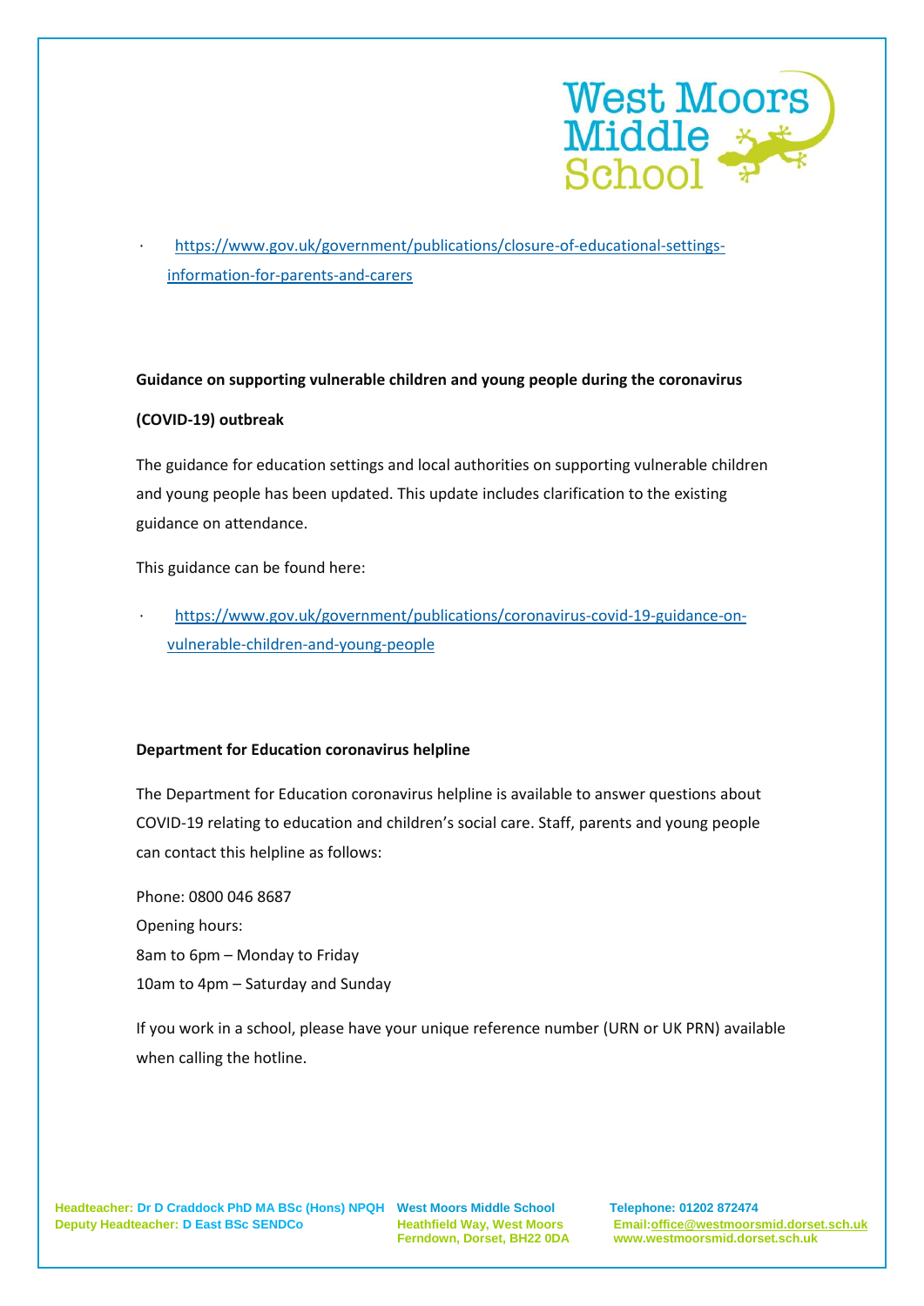- https://www.gov.uk/government/publications/closure-of-educational-settings-information-for-parents-and-carers

**Guidance on supporting vulnerable children and young people during the coronavirus (COVID-19) outbreak**

The guidance for education settings and local authorities on supporting vulnerable children and young people has been updated. This update includes clarification to the existing guidance on attendance.

This guidance can be found here:

- https://www.gov.uk/government/publications/coronavirus-covid-19-guidance-on-vulnerable-children-and-young-people

**Department for Education coronavirus helpline**

The Department for Education coronavirus helpline is available to answer questions about COVID-19 relating to education and children's social care. Staff, parents and young people can contact this helpline as follows:

Phone: 0800 046 8687
Opening hours:
8am to 6pm – Monday to Friday
10am to 4pm – Saturday and Sunday

If you work in a school, please have your unique reference number (URN or UK PRN) available when calling the hotline.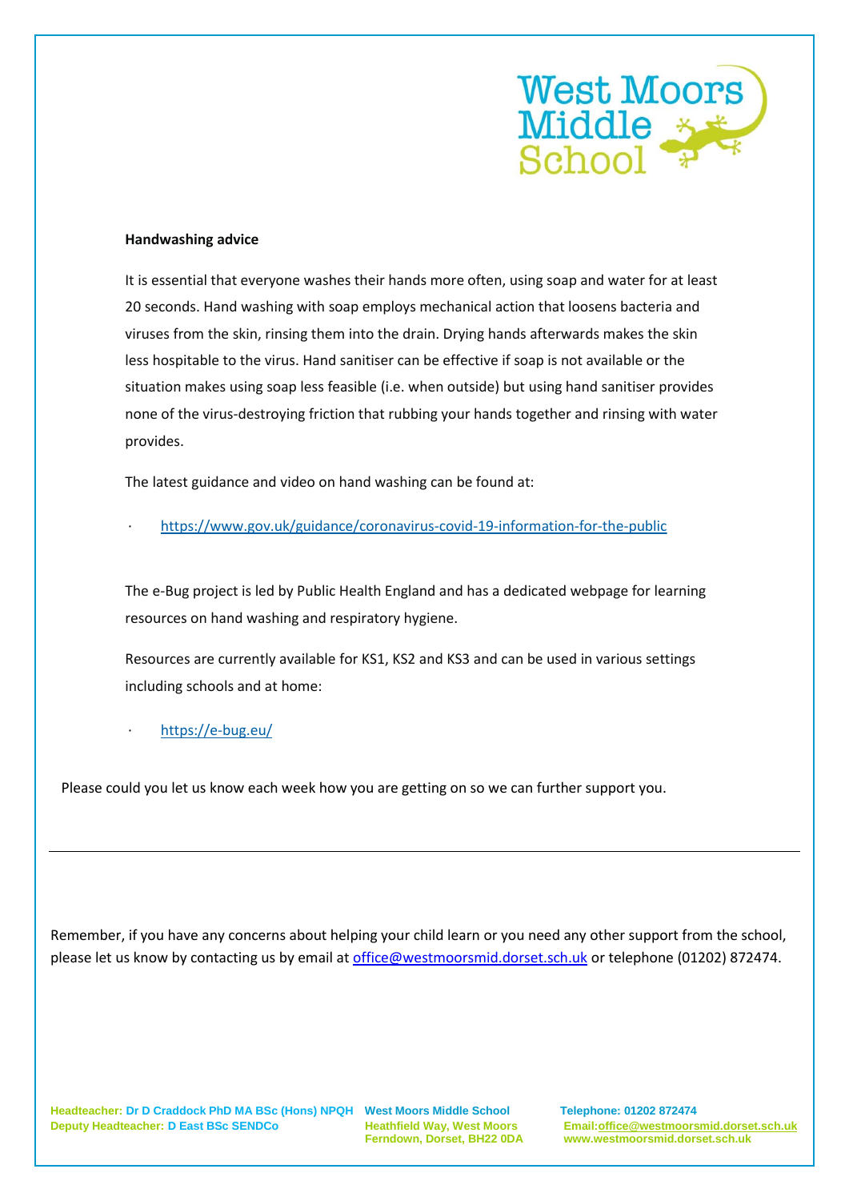**Handwashing advice**

It is essential that everyone washes their hands more often, using soap and water for at least 20 seconds. Hand washing with soap employs mechanical action that loosens bacteria and viruses from the skin, rinsing them into the drain. Drying hands afterwards makes the skin less hospitable to the virus. Hand sanitiser can be effective if soap is not available or the situation makes using soap less feasible (i.e. when outside) but using hand sanitiser provides none of the virus-destroying friction that rubbing your hands together and rinsing with water provides.

The latest guidance and video on hand washing can be found at:

- https://www.gov.uk/guidance/coronavirus-covid-19-information-for-the-public

The e-Bug project is led by Public Health England and has a dedicated webpage for learning resources on hand washing and respiratory hygiene.

Resources are currently available for KS1, KS2 and KS3 and can be used in various settings including schools and at home:

- https://e-bug.eu/

Please could you let us know each week how you are getting on so we can further support you.

---

Remember, if you have any concerns about helping your child learn or you need any other support from the school, please let us know by contacting us by email at office@westmoorsmid.dorset.sch.uk or telephone (01202) 872474.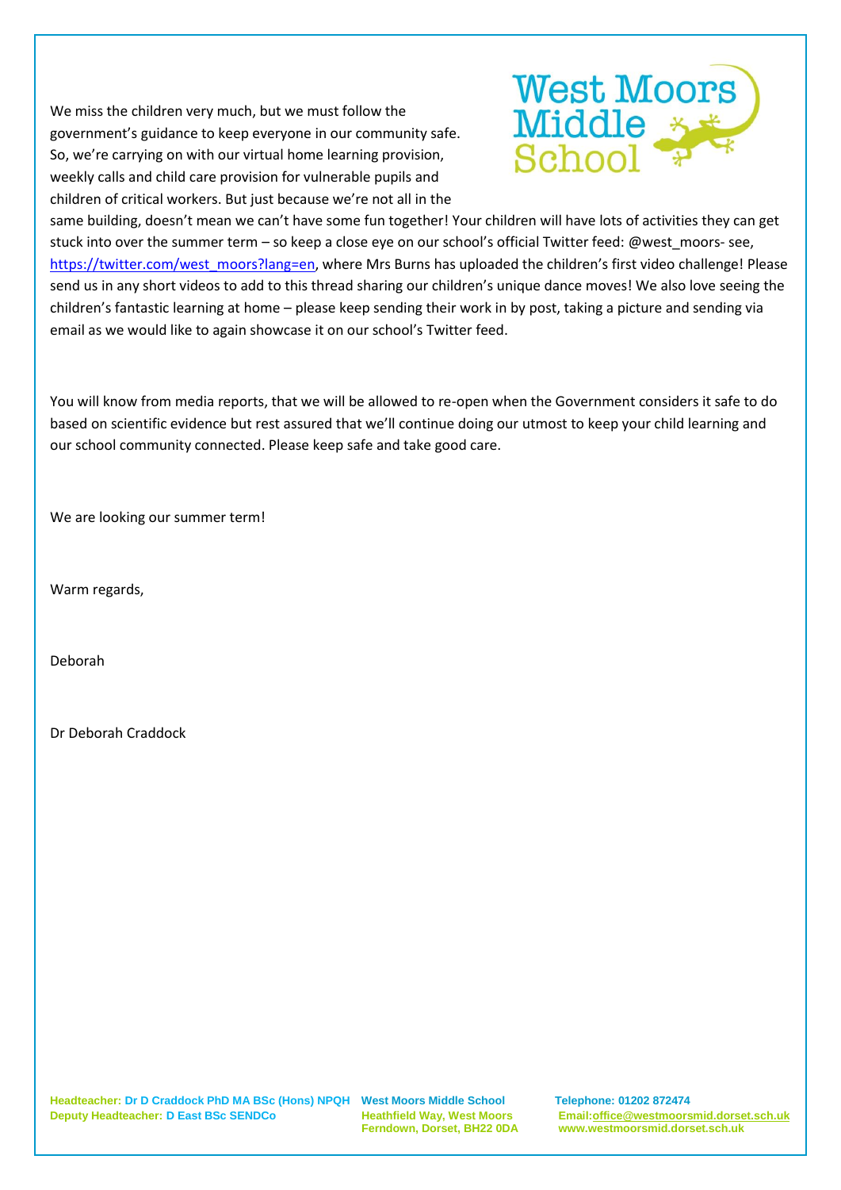We miss the children very much, but we must follow the government's guidance to keep everyone in our community safe. So, we're carrying on with our virtual home learning provision, weekly calls and child care provision for vulnerable pupils and children of critical workers. But just because we're not all in the same building, doesn't mean we can't have some fun together! Your children will have lots of activities they can get stuck into over the summer term – so keep a close eye on our school's official Twitter feed: @west_moors- see, https://twitter.com/west_moors?lang=en, where Mrs Burns has uploaded the children's first video challenge! Please send us in any short videos to add to this thread sharing our children's unique dance moves! We also love seeing the children's fantastic learning at home – please keep sending their work in by post, taking a picture and sending via email as we would like to again showcase it on our school's Twitter feed.

You will know from media reports, that we will be allowed to re-open when the Government considers it safe to do based on scientific evidence but rest assured that we'll continue doing our utmost to keep your child learning and our school community connected. Please keep safe and take good care.

We are looking our summer term!

Warm regards,

Deborah

Dr Deborah Craddock

**Headteacher: Dr D Craddock PhD MA BSc (Hons) NPQH**
**Deputy Headteacher: D East BSc SENDCo**

**West Moors Middle School**
**Heathfield Way, West Moors**
**Ferndown, Dorset, BH22 0DA**

**Telephone: 01202 872474**
**Email: office@westmoorsmid.dorset.sch.uk**
**www.westmoorsmid.dorset.sch.uk**